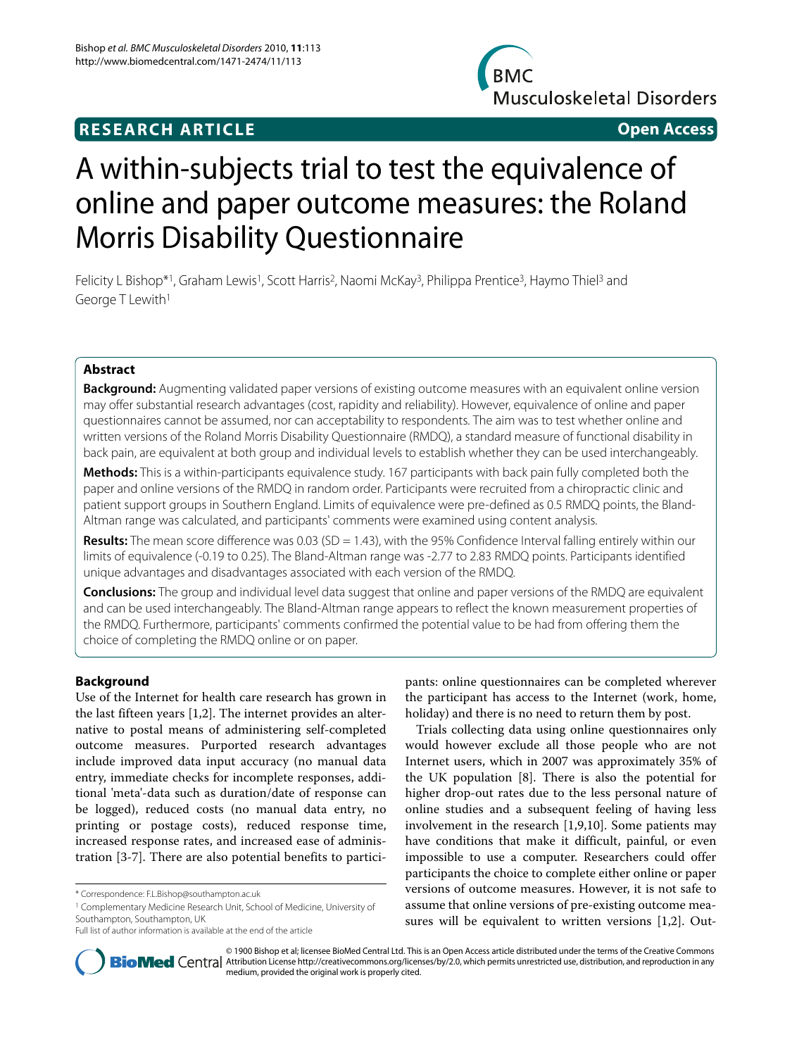**RESEARCH ARTICLE** **Open Access**

# A within-subjects trial to test the equivalence of online and paper outcome measures: the Roland Morris Disability Questionnaire

Felicity L Bishop*[1], Graham Lewis[1], Scott Harris[2], Naomi McKay[3], Philippa Prentice[3], Haymo Thiel[3] and George T Lewith[1]

## Abstract

**Background:** Augmenting validated paper versions of existing outcome measures with an equivalent online version may offer substantial research advantages (cost, rapidity and reliability). However, equivalence of online and paper questionnaires cannot be assumed, nor can acceptability to respondents. The aim was to test whether online and written versions of the Roland Morris Disability Questionnaire (RMDQ), a standard measure of functional disability in back pain, are equivalent at both group and individual levels to establish whether they can be used interchangeably.

**Methods:** This is a within-participants equivalence study. 167 participants with back pain fully completed both the paper and online versions of the RMDQ in random order. Participants were recruited from a chiropractic clinic and patient support groups in Southern England. Limits of equivalence were pre-defined as 0.5 RMDQ points, the Bland-Altman range was calculated, and participants' comments were examined using content analysis.

**Results:** The mean score difference was 0.03 (SD = 1.43), with the 95% Confidence Interval falling entirely within our limits of equivalence (-0.19 to 0.25). The Bland-Altman range was -2.77 to 2.83 RMDQ points. Participants identified unique advantages and disadvantages associated with each version of the RMDQ.

**Conclusions:** The group and individual level data suggest that online and paper versions of the RMDQ are equivalent and can be used interchangeably. The Bland-Altman range appears to reflect the known measurement properties of the RMDQ. Furthermore, participants' comments confirmed the potential value to be had from offering them the choice of completing the RMDQ online or on paper.

## Background

Use of the Internet for health care research has grown in the last fifteen years [1,2]. The internet provides an alternative to postal means of administering self-completed outcome measures. Purported research advantages include improved data input accuracy (no manual data entry, immediate checks for incomplete responses, additional 'meta'-data such as duration/date of response can be logged), reduced costs (no manual data entry, no printing or postage costs), reduced response time, increased response rates, and increased ease of administration [3-7]. There are also potential benefits to participants: online questionnaires can be completed wherever the participant has access to the Internet (work, home, holiday) and there is no need to return them by post.

Trials collecting data using online questionnaires only would however exclude all those people who are not Internet users, which in 2007 was approximately 35% of the UK population [8]. There is also the potential for higher drop-out rates due to the less personal nature of online studies and a subsequent feeling of having less involvement in the research [1,9,10]. Some patients may have conditions that make it difficult, painful, or even impossible to use a computer. Researchers could offer participants the choice to complete either online or paper versions of outcome measures. However, it is not safe to assume that online versions of pre-existing outcome measures will be equivalent to written versions [1,2]. Out-

\* Correspondence: F.L.Bishop@southampton.ac.uk

[1] Complementary Medicine Research Unit, School of Medicine, University of Southampton, Southampton, UK

Full list of author information is available at the end of the article

© 1900 Bishop et al; licensee BioMed Central Ltd. This is an Open Access article distributed under the terms of the Creative Commons Attribution License http://creativecommons.org/licenses/by/2.0, which permits unrestricted use, distribution, and reproduction in any medium, provided the original work is properly cited.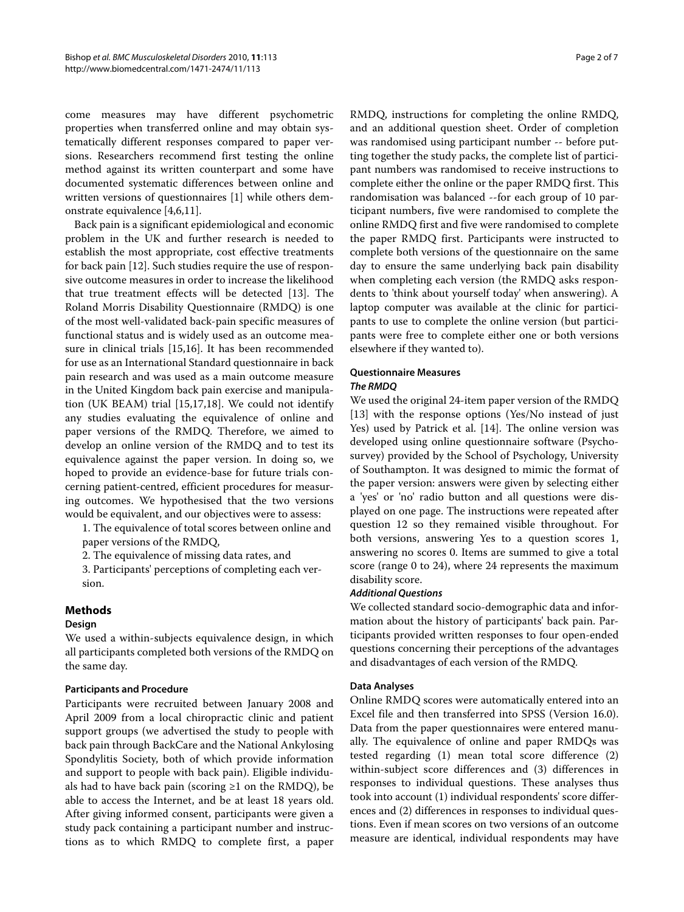come measures may have different psychometric properties when transferred online and may obtain systematically different responses compared to paper versions. Researchers recommend first testing the online method against its written counterpart and some have documented systematic differences between online and written versions of questionnaires [1] while others demonstrate equivalence [4,6,11].

Back pain is a significant epidemiological and economic problem in the UK and further research is needed to establish the most appropriate, cost effective treatments for back pain [12]. Such studies require the use of responsive outcome measures in order to increase the likelihood that true treatment effects will be detected [13]. The Roland Morris Disability Questionnaire (RMDQ) is one of the most well-validated back-pain specific measures of functional status and is widely used as an outcome measure in clinical trials [15,16]. It has been recommended for use as an International Standard questionnaire in back pain research and was used as a main outcome measure in the United Kingdom back pain exercise and manipulation (UK BEAM) trial [15,17,18]. We could not identify any studies evaluating the equivalence of online and paper versions of the RMDQ. Therefore, we aimed to develop an online version of the RMDQ and to test its equivalence against the paper version. In doing so, we hoped to provide an evidence-base for future trials concerning patient-centred, efficient procedures for measuring outcomes. We hypothesised that the two versions would be equivalent, and our objectives were to assess:

1. The equivalence of total scores between online and paper versions of the RMDQ,
2. The equivalence of missing data rates, and
3. Participants' perceptions of completing each version.

## Methods

### Design

We used a within-subjects equivalence design, in which all participants completed both versions of the RMDQ on the same day.

### Participants and Procedure

Participants were recruited between January 2008 and April 2009 from a local chiropractic clinic and patient support groups (we advertised the study to people with back pain through BackCare and the National Ankylosing Spondylitis Society, both of which provide information and support to people with back pain). Eligible individuals had to have back pain (scoring ≥1 on the RMDQ), be able to access the Internet, and be at least 18 years old. After giving informed consent, participants were given a study pack containing a participant number and instructions as to which RMDQ to complete first, a paper RMDQ, instructions for completing the online RMDQ, and an additional question sheet. Order of completion was randomised using participant number -- before putting together the study packs, the complete list of participant numbers was randomised to receive instructions to complete either the online or the paper RMDQ first. This randomisation was balanced --for each group of 10 participant numbers, five were randomised to complete the online RMDQ first and five were randomised to complete the paper RMDQ first. Participants were instructed to complete both versions of the questionnaire on the same day to ensure the same underlying back pain disability when completing each version (the RMDQ asks respondents to 'think about yourself today' when answering). A laptop computer was available at the clinic for participants to use to complete the online version (but participants were free to complete either one or both versions elsewhere if they wanted to).

### Questionnaire Measures

#### *The RMDQ*

We used the original 24-item paper version of the RMDQ [13] with the response options (Yes/No instead of just Yes) used by Patrick et al. [14]. The online version was developed using online questionnaire software (Psychosurvey) provided by the School of Psychology, University of Southampton. It was designed to mimic the format of the paper version: answers were given by selecting either a 'yes' or 'no' radio button and all questions were displayed on one page. The instructions were repeated after question 12 so they remained visible throughout. For both versions, answering Yes to a question scores 1, answering no scores 0. Items are summed to give a total score (range 0 to 24), where 24 represents the maximum disability score.

#### *Additional Questions*

We collected standard socio-demographic data and information about the history of participants' back pain. Participants provided written responses to four open-ended questions concerning their perceptions of the advantages and disadvantages of each version of the RMDQ.

### Data Analyses

Online RMDQ scores were automatically entered into an Excel file and then transferred into SPSS (Version 16.0). Data from the paper questionnaires were entered manually. The equivalence of online and paper RMDQs was tested regarding (1) mean total score difference (2) within-subject score differences and (3) differences in responses to individual questions. These analyses thus took into account (1) individual respondents' score differences and (2) differences in responses to individual questions. Even if mean scores on two versions of an outcome measure are identical, individual respondents may have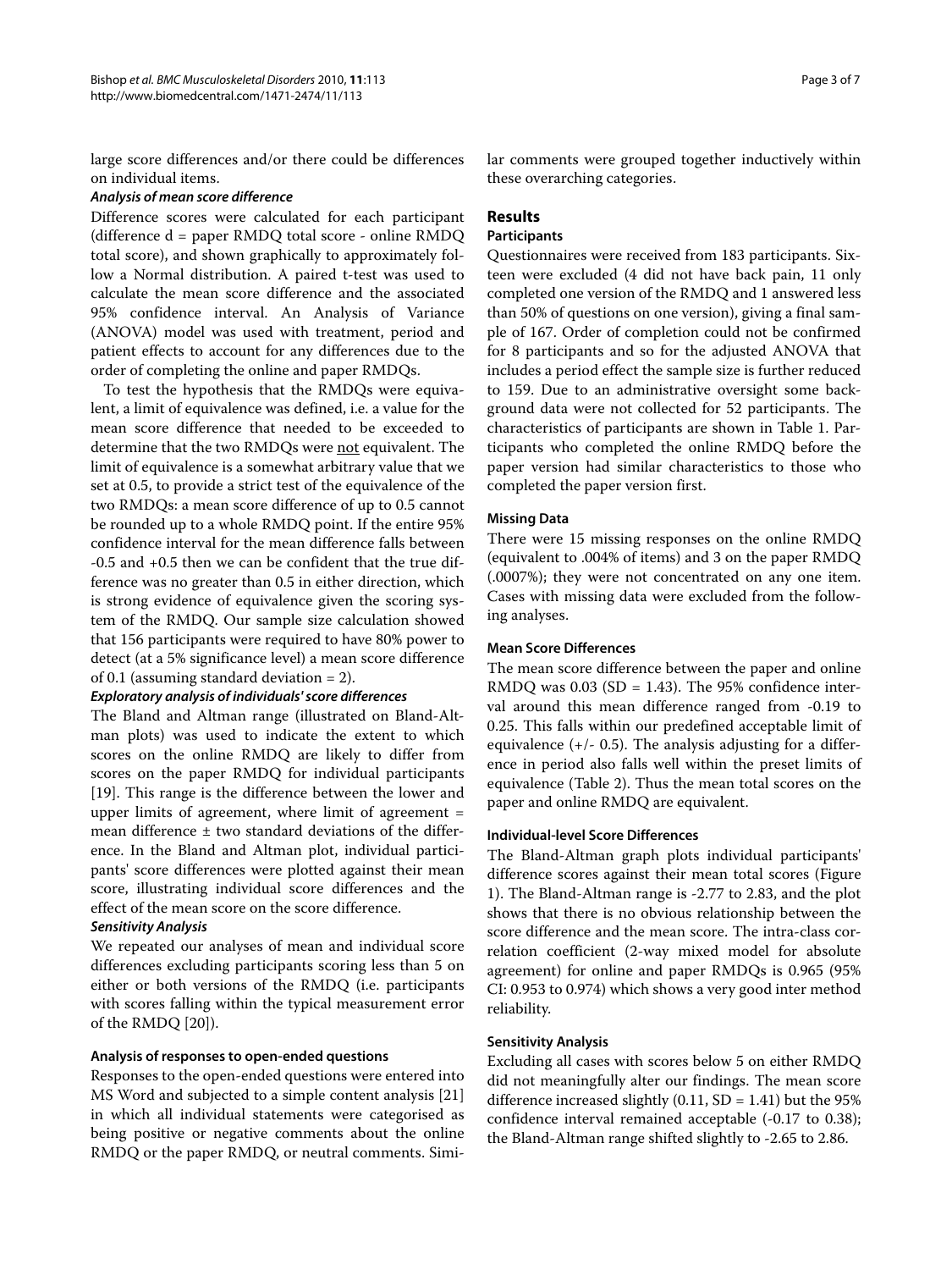large score differences and/or there could be differences on individual items.

#### *Analysis of mean score difference*

Difference scores were calculated for each participant (difference d = paper RMDQ total score - online RMDQ total score), and shown graphically to approximately follow a Normal distribution. A paired t-test was used to calculate the mean score difference and the associated 95% confidence interval. An Analysis of Variance (ANOVA) model was used with treatment, period and patient effects to account for any differences due to the order of completing the online and paper RMDQs.

To test the hypothesis that the RMDQs were equivalent, a limit of equivalence was defined, i.e. a value for the mean score difference that needed to be exceeded to determine that the two RMDQs were not equivalent. The limit of equivalence is a somewhat arbitrary value that we set at 0.5, to provide a strict test of the equivalence of the two RMDQs: a mean score difference of up to 0.5 cannot be rounded up to a whole RMDQ point. If the entire 95% confidence interval for the mean difference falls between -0.5 and +0.5 then we can be confident that the true difference was no greater than 0.5 in either direction, which is strong evidence of equivalence given the scoring system of the RMDQ. Our sample size calculation showed that 156 participants were required to have 80% power to detect (at a 5% significance level) a mean score difference of 0.1 (assuming standard deviation = 2).

#### *Exploratory analysis of individuals' score differences*

The Bland and Altman range (illustrated on Bland-Altman plots) was used to indicate the extent to which scores on the online RMDQ are likely to differ from scores on the paper RMDQ for individual participants [19]. This range is the difference between the lower and upper limits of agreement, where limit of agreement = mean difference ± two standard deviations of the difference. In the Bland and Altman plot, individual participants' score differences were plotted against their mean score, illustrating individual score differences and the effect of the mean score on the score difference.

#### *Sensitivity Analysis*

We repeated our analyses of mean and individual score differences excluding participants scoring less than 5 on either or both versions of the RMDQ (i.e. participants with scores falling within the typical measurement error of the RMDQ [20]).

### Analysis of responses to open-ended questions

Responses to the open-ended questions were entered into MS Word and subjected to a simple content analysis [21] in which all individual statements were categorised as being positive or negative comments about the online RMDQ or the paper RMDQ, or neutral comments. Similar comments were grouped together inductively within these overarching categories.

## Results

### Participants

Questionnaires were received from 183 participants. Sixteen were excluded (4 did not have back pain, 11 only completed one version of the RMDQ and 1 answered less than 50% of questions on one version), giving a final sample of 167. Order of completion could not be confirmed for 8 participants and so for the adjusted ANOVA that includes a period effect the sample size is further reduced to 159. Due to an administrative oversight some background data were not collected for 52 participants. The characteristics of participants are shown in Table 1. Participants who completed the online RMDQ before the paper version had similar characteristics to those who completed the paper version first.

### Missing Data

There were 15 missing responses on the online RMDQ (equivalent to .004% of items) and 3 on the paper RMDQ (.0007%); they were not concentrated on any one item. Cases with missing data were excluded from the following analyses.

### Mean Score Differences

The mean score difference between the paper and online RMDQ was 0.03 (SD = 1.43). The 95% confidence interval around this mean difference ranged from -0.19 to 0.25. This falls within our predefined acceptable limit of equivalence (+/- 0.5). The analysis adjusting for a difference in period also falls well within the preset limits of equivalence (Table 2). Thus the mean total scores on the paper and online RMDQ are equivalent.

### Individual-level Score Differences

The Bland-Altman graph plots individual participants' difference scores against their mean total scores (Figure 1). The Bland-Altman range is -2.77 to 2.83, and the plot shows that there is no obvious relationship between the score difference and the mean score. The intra-class correlation coefficient (2-way mixed model for absolute agreement) for online and paper RMDQs is 0.965 (95% CI: 0.953 to 0.974) which shows a very good inter method reliability.

### Sensitivity Analysis

Excluding all cases with scores below 5 on either RMDQ did not meaningfully alter our findings. The mean score difference increased slightly (0.11, SD = 1.41) but the 95% confidence interval remained acceptable (-0.17 to 0.38); the Bland-Altman range shifted slightly to -2.65 to 2.86.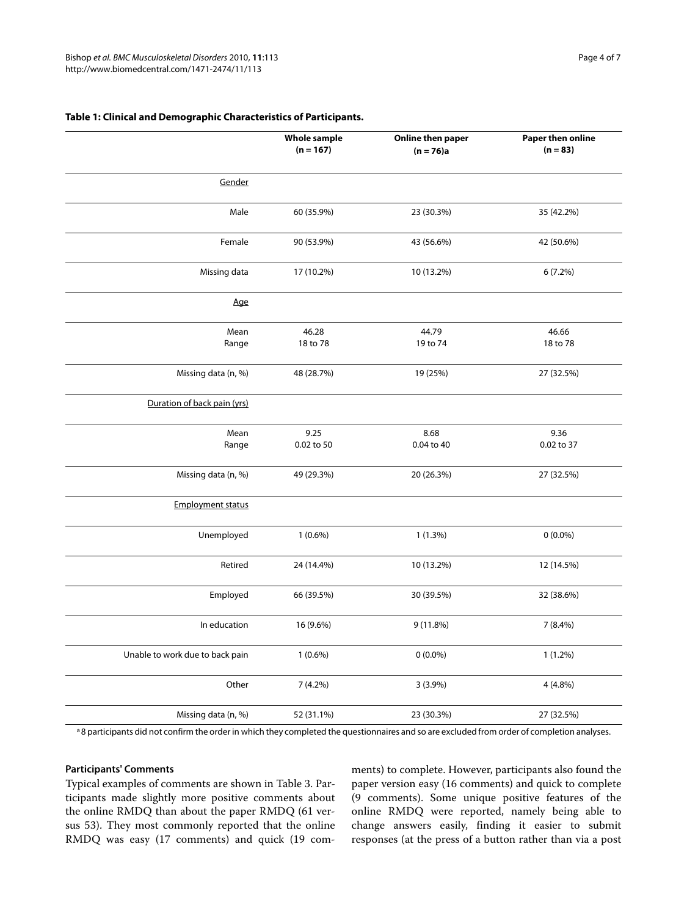**Table 1: Clinical and Demographic Characteristics of Participants.**

| | Whole sample (n = 167) | Online then paper (n = 76)a | Paper then online (n = 83) |
|---|---|---|---|
| Gender | | | |
| Male | 60 (35.9%) | 23 (30.3%) | 35 (42.2%) |
| Female | 90 (53.9%) | 43 (56.6%) | 42 (50.6%) |
| Missing data | 17 (10.2%) | 10 (13.2%) | 6 (7.2%) |
| Age | | | |
| Mean<br>Range | 46.28<br>18 to 78 | 44.79<br>19 to 74 | 46.66<br>18 to 78 |
| Missing data (n, %) | 48 (28.7%) | 19 (25%) | 27 (32.5%) |
| Duration of back pain (yrs) | | | |
| Mean<br>Range | 9.25<br>0.02 to 50 | 8.68<br>0.04 to 40 | 9.36<br>0.02 to 37 |
| Missing data (n, %) | 49 (29.3%) | 20 (26.3%) | 27 (32.5%) |
| Employment status | | | |
| Unemployed | 1 (0.6%) | 1 (1.3%) | 0 (0.0%) |
| Retired | 24 (14.4%) | 10 (13.2%) | 12 (14.5%) |
| Employed | 66 (39.5%) | 30 (39.5%) | 32 (38.6%) |
| In education | 16 (9.6%) | 9 (11.8%) | 7 (8.4%) |
| Unable to work due to back pain | 1 (0.6%) | 0 (0.0%) | 1 (1.2%) |
| Other | 7 (4.2%) | 3 (3.9%) | 4 (4.8%) |
| Missing data (n, %) | 52 (31.1%) | 23 (30.3%) | 27 (32.5%) |

[a] 8 participants did not confirm the order in which they completed the questionnaires and so are excluded from order of completion analyses.

#### Participants' Comments

Typical examples of comments are shown in Table 3. Participants made slightly more positive comments about the online RMDQ than about the paper RMDQ (61 versus 53). They most commonly reported that the online RMDQ was easy (17 comments) and quick (19 comments) to complete. However, participants also found the paper version easy (16 comments) and quick to complete (9 comments). Some unique positive features of the online RMDQ were reported, namely being able to change answers easily, finding it easier to submit responses (at the press of a button rather than via a post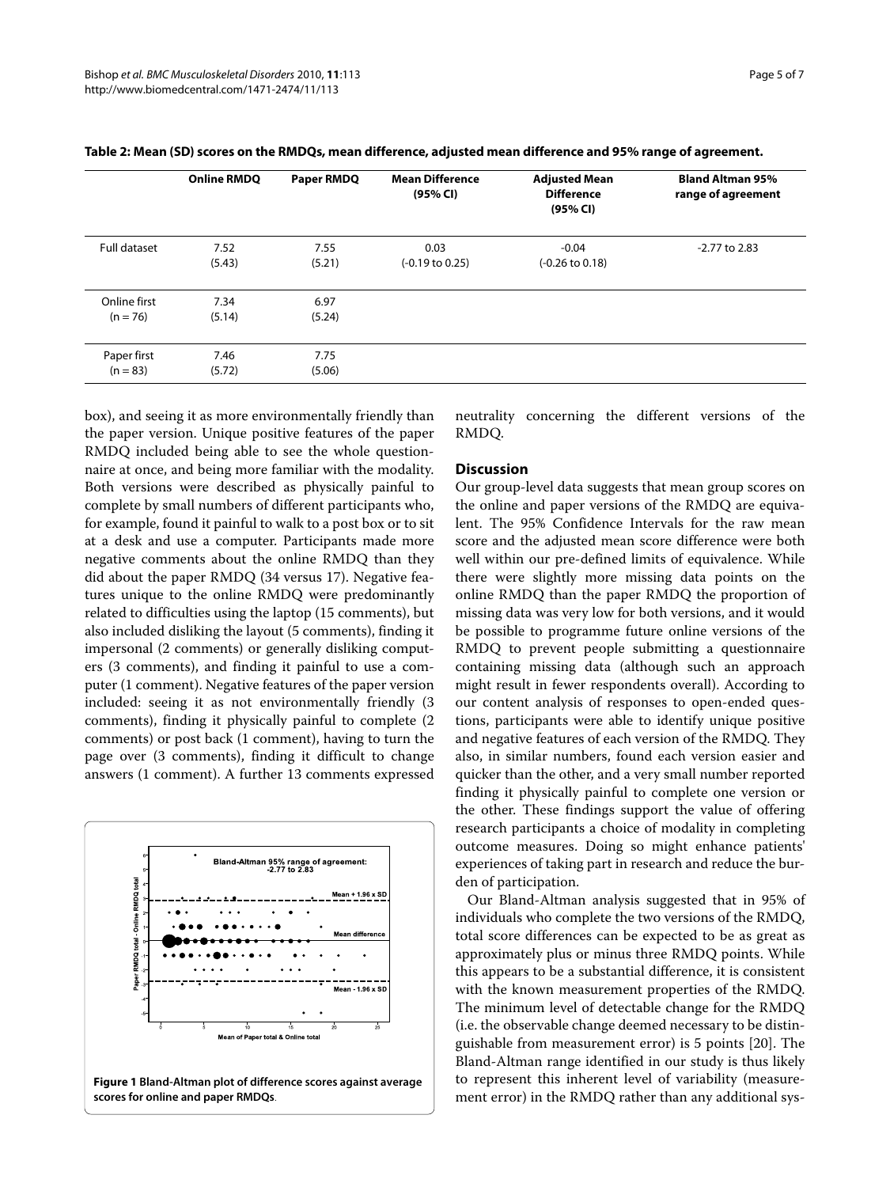**Table 2: Mean (SD) scores on the RMDQs, mean difference, adjusted mean difference and 95% range of agreement.**

| | Online RMDQ | Paper RMDQ | Mean Difference (95% CI) | Adjusted Mean Difference (95% CI) | Bland Altman 95% range of agreement |
|---|---|---|---|---|---|
| Full dataset | 7.52 (5.43) | 7.55 (5.21) | 0.03 (-0.19 to 0.25) | -0.04 (-0.26 to 0.18) | -2.77 to 2.83 |
| Online first (n = 76) | 7.34 (5.14) | 6.97 (5.24) | | | |
| Paper first (n = 83) | 7.46 (5.72) | 7.75 (5.06) | | | |

box), and seeing it as more environmentally friendly than the paper version. Unique positive features of the paper RMDQ included being able to see the whole questionnaire at once, and being more familiar with the modality. Both versions were described as physically painful to complete by small numbers of different participants who, for example, found it painful to walk to a post box or to sit at a desk and use a computer. Participants made more negative comments about the online RMDQ than they did about the paper RMDQ (34 versus 17). Negative features unique to the online RMDQ were predominantly related to difficulties using the laptop (15 comments), but also included disliking the layout (5 comments), finding it impersonal (2 comments) or generally disliking computers (3 comments), and finding it painful to use a computer (1 comment). Negative features of the paper version included: seeing it as not environmentally friendly (3 comments), finding it physically painful to complete (2 comments) or post back (1 comment), having to turn the page over (3 comments), finding it difficult to change answers (1 comment). A further 13 comments expressed neutrality concerning the different versions of the RMDQ.

**Figure 1 Bland-Altman plot of difference scores against average scores for online and paper RMDQs**.

## Discussion

Our group-level data suggests that mean group scores on the online and paper versions of the RMDQ are equivalent. The 95% Confidence Intervals for the raw mean score and the adjusted mean score difference were both well within our pre-defined limits of equivalence. While there were slightly more missing data points on the online RMDQ than the paper RMDQ the proportion of missing data was very low for both versions, and it would be possible to programme future online versions of the RMDQ to prevent people submitting a questionnaire containing missing data (although such an approach might result in fewer respondents overall). According to our content analysis of responses to open-ended questions, participants were able to identify unique positive and negative features of each version of the RMDQ. They also, in similar numbers, found each version easier and quicker than the other, and a very small number reported finding it physically painful to complete one version or the other. These findings support the value of offering research participants a choice of modality in completing outcome measures. Doing so might enhance patients' experiences of taking part in research and reduce the burden of participation.

Our Bland-Altman analysis suggested that in 95% of individuals who complete the two versions of the RMDQ, total score differences can be expected to be as great as approximately plus or minus three RMDQ points. While this appears to be a substantial difference, it is consistent with the known measurement properties of the RMDQ. The minimum level of detectable change for the RMDQ (i.e. the observable change deemed necessary to be distinguishable from measurement error) is 5 points [20]. The Bland-Altman range identified in our study is thus likely to represent this inherent level of variability (measurement error) in the RMDQ rather than any additional sys-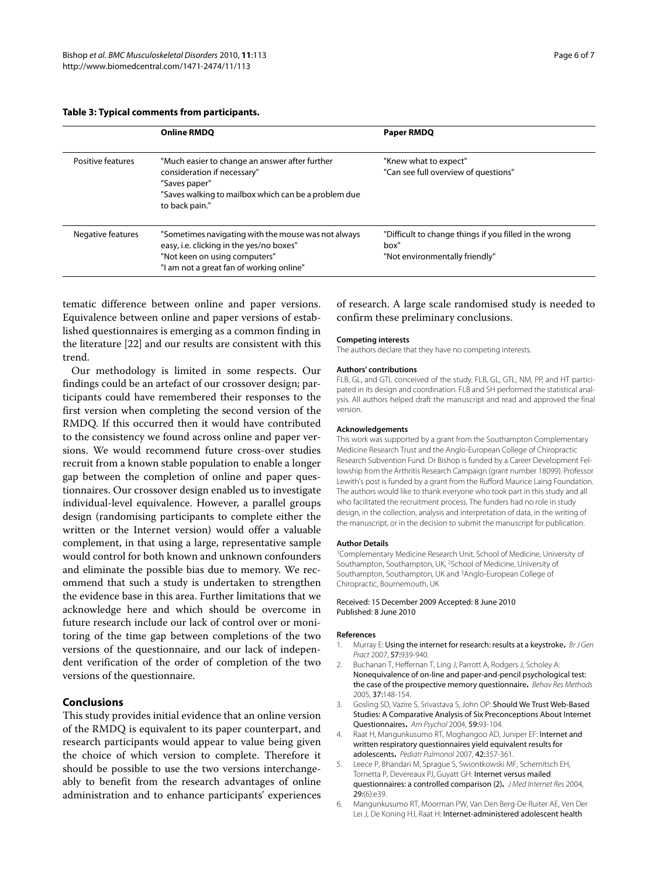**Table 3: Typical comments from participants.**

| | Online RMDQ | Paper RMDQ |
|---|---|---|
| Positive features | "Much easier to change an answer after further consideration if necessary"<br>"Saves paper"<br>"Saves walking to mailbox which can be a problem due to back pain." | "Knew what to expect"<br>"Can see full overview of questions" |
| Negative features | "Sometimes navigating with the mouse was not always easy, i.e. clicking in the yes/no boxes"<br>"Not keen on using computers"<br>"I am not a great fan of working online" | "Difficult to change things if you filled in the wrong box"<br>"Not environmentally friendly" |

tematic difference between online and paper versions. Equivalence between online and paper versions of established questionnaires is emerging as a common finding in the literature [22] and our results are consistent with this trend.

Our methodology is limited in some respects. Our findings could be an artefact of our crossover design; participants could have remembered their responses to the first version when completing the second version of the RMDQ. If this occurred then it would have contributed to the consistency we found across online and paper versions. We would recommend future cross-over studies recruit from a known stable population to enable a longer gap between the completion of online and paper questionnaires. Our crossover design enabled us to investigate individual-level equivalence. However, a parallel groups design (randomising participants to complete either the written or the Internet version) would offer a valuable complement, in that using a large, representative sample would control for both known and unknown confounders and eliminate the possible bias due to memory. We recommend that such a study is undertaken to strengthen the evidence base in this area. Further limitations that we acknowledge here and which should be overcome in future research include our lack of control over or monitoring of the time gap between completions of the two versions of the questionnaire, and our lack of independent verification of the order of completion of the two versions of the questionnaire.

## Conclusions

This study provides initial evidence that an online version of the RMDQ is equivalent to its paper counterpart, and research participants would appear to value being given the choice of which version to complete. Therefore it should be possible to use the two versions interchangeably to benefit from the research advantages of online administration and to enhance participants' experiences of research. A large scale randomised study is needed to confirm these preliminary conclusions.

#### Competing interests

The authors declare that they have no competing interests.

#### Authors' contributions

FLB, GL, and GTL conceived of the study. FLB, GL, GTL, NM, PP, and HT participated in its design and coordination. FLB and SH performed the statistical analysis. All authors helped draft the manuscript and read and approved the final version.

#### Acknowledgements

This work was supported by a grant from the Southampton Complementary Medicine Research Trust and the Anglo-European College of Chiropractic Research Subvention Fund. Dr Bishop is funded by a Career Development Fellowship from the Arthritis Research Campaign (grant number 18099). Professor Lewith's post is funded by a grant from the Rufford Maurice Laing Foundation. The authors would like to thank everyone who took part in this study and all who facilitated the recruitment process. The funders had no role in study design, in the collection, analysis and interpretation of data, in the writing of the manuscript, or in the decision to submit the manuscript for publication.

#### Author Details

[1]Complementary Medicine Research Unit, School of Medicine, University of Southampton, Southampton, UK, [2]School of Medicine, University of Southampton, Southampton, UK and [3]Anglo-European College of Chiropractic, Bournemouth, UK

Received: 15 December 2009 Accepted: 8 June 2010
Published: 8 June 2010

#### References

1. Murray E: **Using the internet for research: results at a keystroke.** *Br J Gen Pract* 2007, **57:**939-940.
2. Buchanan T, Heffernan T, Ling J, Parrott A, Rodgers J, Scholey A: **Nonequivalence of on-line and paper-and-pencil psychological test: the case of the prospective memory questionnaire.** *Behav Res Methods* 2005, **37:**148-154.
3. Gosling SD, Vazire S, Srivastava S, John OP: **Should We Trust Web-Based Studies: A Comparative Analysis of Six Preconceptions About Internet Questionnaires.** *Am Psychol* 2004, **59:**93-104.
4. Raat H, Mangunkusumo RT, Moghangoo AD, Juniper EF: **Internet and written respiratory questionnaires yield equivalent results for adolescents.** *Pediatr Pulmonol* 2007, **42:**357-361.
5. Leece P, Bhandari M, Sprague S, Swiontkowski MF, Schemitsch EH, Tornetta P, Devereaux PJ, Guyatt GH: **Internet versus mailed questionnaires: a controlled comparison (2).** *J Med Internet Res* 2004, **29:**(6):e39.
6. Mangunkusumo RT, Moorman PW, Van Den Berg-De Ruiter AE, Ven Der Lei J, De Koning HJ, Raat H: **Internet-administered adolescent health**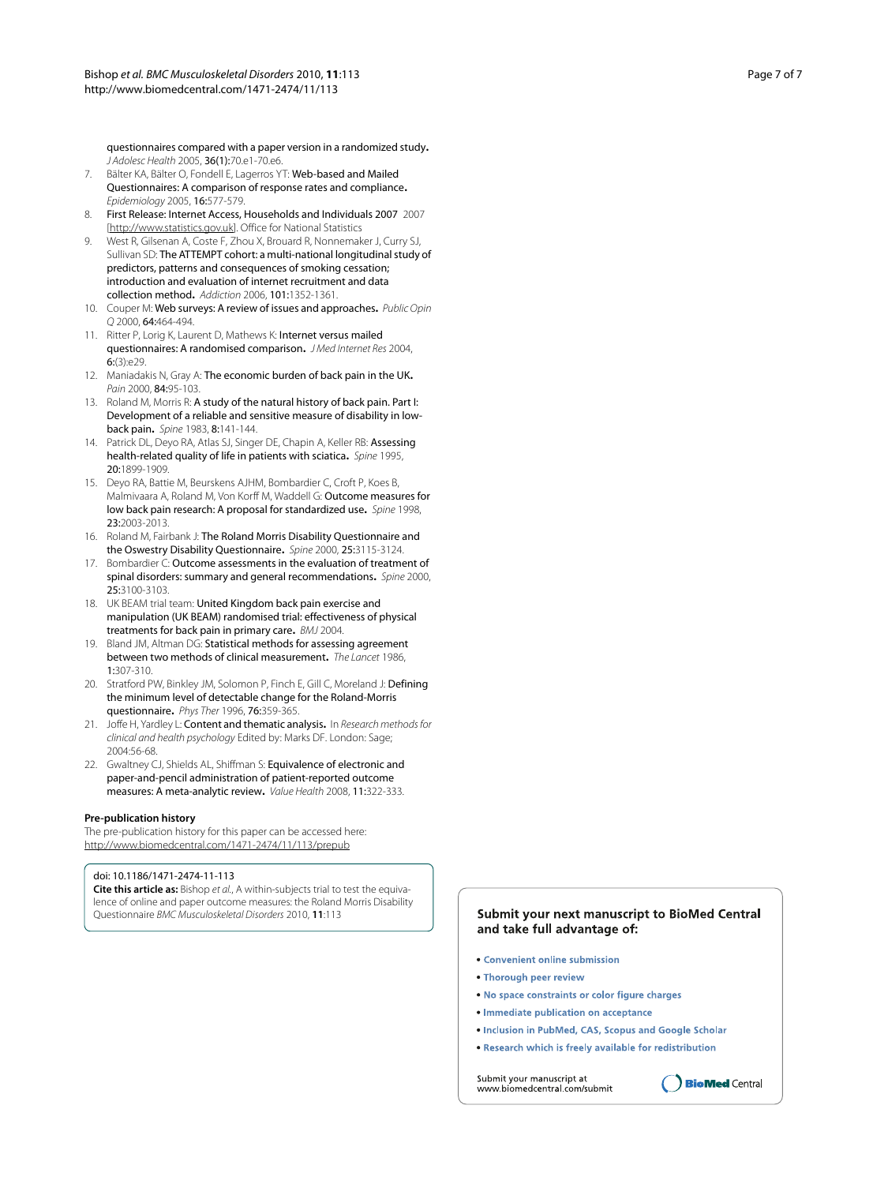questionnaires compared with a paper version in a randomized study. *J Adolesc Health* 2005, **36(1):**70.e1-70.e6.

7. Bälter KA, Bälter O, Fondell E, Lagerros YT: **Web-based and Mailed Questionnaires: A comparison of response rates and compliance.** *Epidemiology* 2005, **16:**577-579.
8. **First Release: Internet Access, Households and Individuals 2007** 2007 [http://www.statistics.gov.uk]. Office for National Statistics
9. West R, Gilsenan A, Coste F, Zhou X, Brouard R, Nonnemaker J, Curry SJ, Sullivan SD: **The ATTEMPT cohort: a multi-national longitudinal study of predictors, patterns and consequences of smoking cessation; introduction and evaluation of internet recruitment and data collection method.** *Addiction* 2006, **101:**1352-1361.
10. Couper M: **Web surveys: A review of issues and approaches.** *Public Opin Q* 2000, **64:**464-494.
11. Ritter P, Lorig K, Laurent D, Mathews K: **Internet versus mailed questionnaires: A randomised comparison.** *J Med Internet Res* 2004, **6:**(3):e29.
12. Maniadakis N, Gray A: **The economic burden of back pain in the UK.** *Pain* 2000, **84:**95-103.
13. Roland M, Morris R: **A study of the natural history of back pain. Part I: Development of a reliable and sensitive measure of disability in low-back pain.** *Spine* 1983, **8:**141-144.
14. Patrick DL, Deyo RA, Atlas SJ, Singer DE, Chapin A, Keller RB: **Assessing health-related quality of life in patients with sciatica.** *Spine* 1995, **20:**1899-1909.
15. Deyo RA, Battie M, Beurskens AJHM, Bombardier C, Croft P, Koes B, Malmivaara A, Roland M, Von Korff M, Waddell G: **Outcome measures for low back pain research: A proposal for standardized use.** *Spine* 1998, **23:**2003-2013.
16. Roland M, Fairbank J: **The Roland Morris Disability Questionnaire and the Oswestry Disability Questionnaire.** *Spine* 2000, **25:**3115-3124.
17. Bombardier C: **Outcome assessments in the evaluation of treatment of spinal disorders: summary and general recommendations.** *Spine* 2000, **25:**3100-3103.
18. UK BEAM trial team: **United Kingdom back pain exercise and manipulation (UK BEAM) randomised trial: effectiveness of physical treatments for back pain in primary care.** *BMJ* 2004.
19. Bland JM, Altman DG: **Statistical methods for assessing agreement between two methods of clinical measurement.** *The Lancet* 1986, **1:**307-310.
20. Stratford PW, Binkley JM, Solomon P, Finch E, Gill C, Moreland J: **Defining the minimum level of detectable change for the Roland-Morris questionnaire.** *Phys Ther* 1996, **76:**359-365.
21. Joffe H, Yardley L: **Content and thematic analysis.** In *Research methods for clinical and health psychology* Edited by: Marks DF. London: Sage; 2004:56-68.
22. Gwaltney CJ, Shields AL, Shiffman S: **Equivalence of electronic and paper-and-pencil administration of patient-reported outcome measures: A meta-analytic review.** *Value Health* 2008, **11:**322-333.

**Pre-publication history**

The pre-publication history for this paper can be accessed here:
http://www.biomedcentral.com/1471-2474/11/113/prepub

doi: 10.1186/1471-2474-11-113

**Cite this article as:** Bishop *et al.*, A within-subjects trial to test the equivalence of online and paper outcome measures: the Roland Morris Disability Questionnaire *BMC Musculoskeletal Disorders* 2010, **11**:113

**Submit your next manuscript to BioMed Central and take full advantage of:**

- **Convenient online submission**
- **Thorough peer review**
- **No space constraints or color figure charges**
- **Immediate publication on acceptance**
- **Inclusion in PubMed, CAS, Scopus and Google Scholar**
- **Research which is freely available for redistribution**

Submit your manuscript at
www.biomedcentral.com/submit

BioMed Central